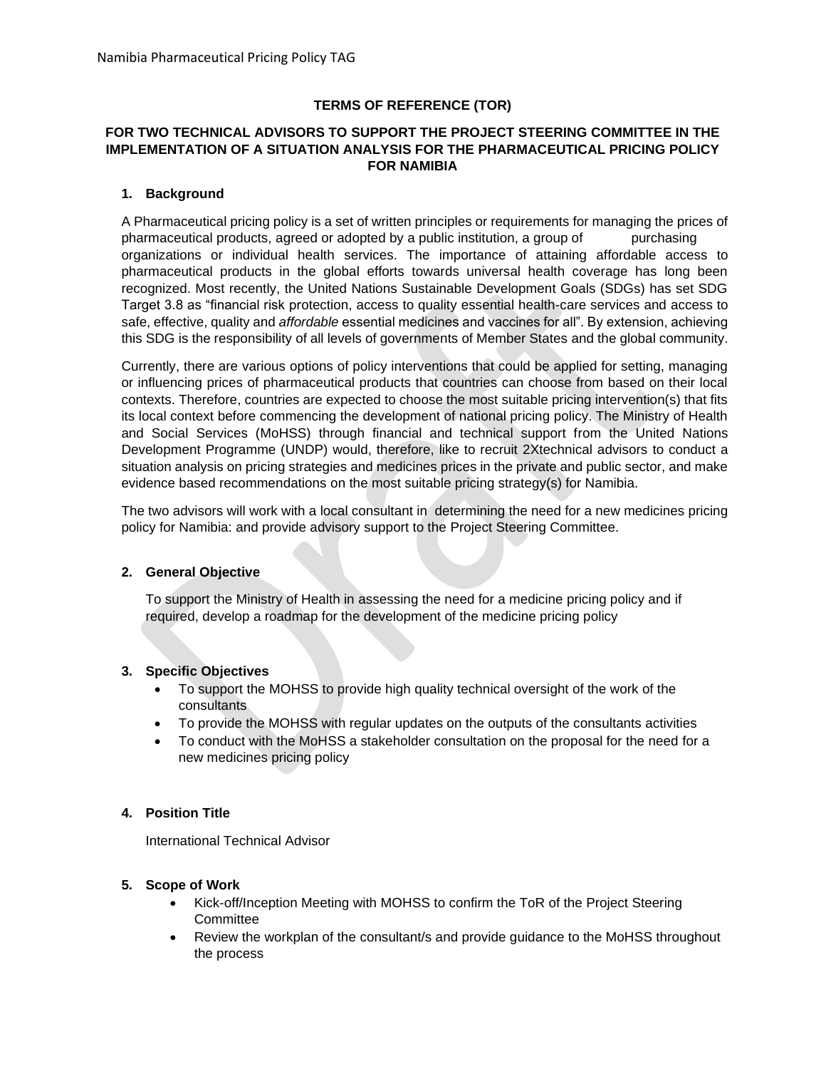# TERMS OF REFERENCE (TOR)

## FOR TWO TECHNICAL ADVISORS TO SUPPORT THE PROJECT STEERING COMMITTEE IN THE IMPLEMENTATION OF A SITUATION ANALYSIS FOR THE PHARMACEUTICAL PRICING POLICY FOR NAMIBIA

### 1. Background

A Pharmaceutical pricing policy is a set of written principles or requirements for managing the prices of pharmaceutical products, agreed or adopted by a public institution, a group of purchasing organizations or individual health services. The importance of attaining affordable access to pharmaceutical products in the global efforts towards universal health coverage has long been recognized. Most recently, the United Nations Sustainable Development Goals (SDGs) has set SDG Target 3.8 as "financial risk protection, access to quality essential health-care services and access to safe, effective, quality and *affordable* essential medicines and vaccines for all". By extension, achieving this SDG is the responsibility of all levels of governments of Member States and the global community.

Currently, there are various options of policy interventions that could be applied for setting, managing or influencing prices of pharmaceutical products that countries can choose from based on their local contexts. Therefore, countries are expected to choose the most suitable pricing intervention(s) that fits its local context before commencing the development of national pricing policy. The Ministry of Health and Social Services (MoHSS) through financial and technical support from the United Nations Development Programme (UNDP) would, therefore, like to recruit 2Xtechnical advisors to conduct a situation analysis on pricing strategies and medicines prices in the private and public sector, and make evidence based recommendations on the most suitable pricing strategy(s) for Namibia.

The two advisors will work with a local consultant in determining the need for a new medicines pricing policy for Namibia: and provide advisory support to the Project Steering Committee.

### 2. General Objective

To support the Ministry of Health in assessing the need for a medicine pricing policy and if required, develop a roadmap for the development of the medicine pricing policy

### 3. Specific Objectives

- To support the MOHSS to provide high quality technical oversight of the work of the consultants
- To provide the MOHSS with regular updates on the outputs of the consultants activities
- To conduct with the MoHSS a stakeholder consultation on the proposal for the need for a new medicines pricing policy

### 4. Position Title

International Technical Advisor

### 5. Scope of Work

- Kick-off/Inception Meeting with MOHSS to confirm the ToR of the Project Steering Committee
- Review the workplan of the consultant/s and provide guidance to the MoHSS throughout the process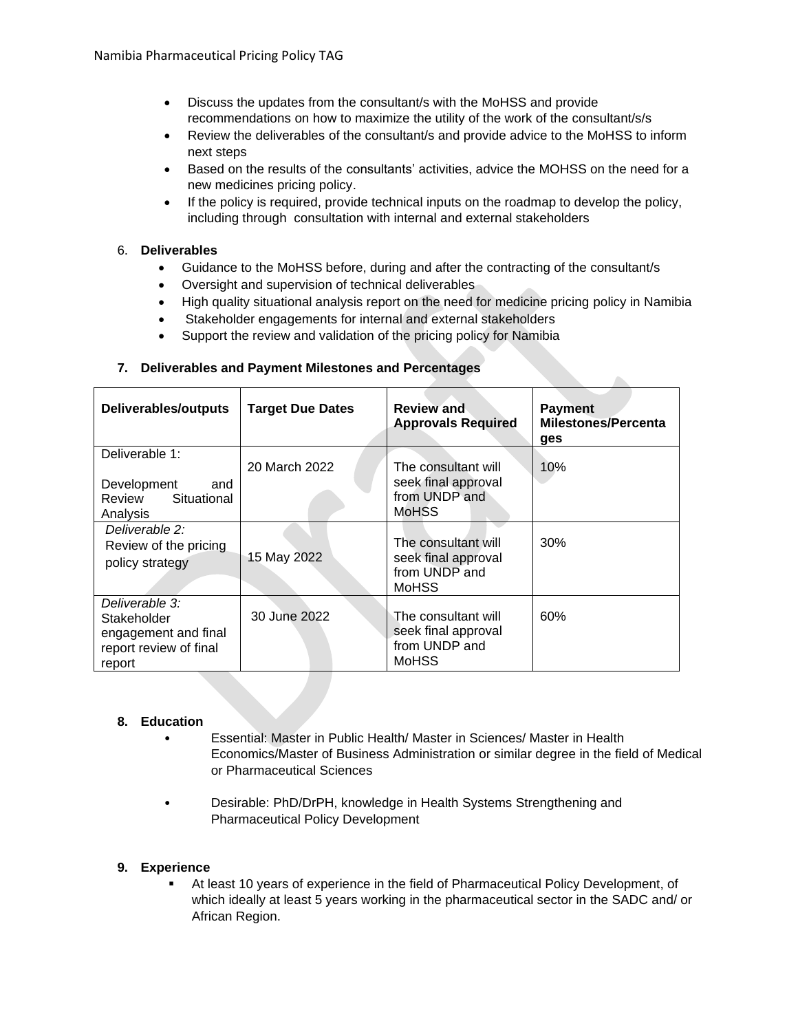- Discuss the updates from the consultant/s with the MoHSS and provide recommendations on how to maximize the utility of the work of the consultant/s/s
- Review the deliverables of the consultant/s and provide advice to the MoHSS to inform next steps
- Based on the results of the consultants' activities, advice the MOHSS on the need for a new medicines pricing policy.
- If the policy is required, provide technical inputs on the roadmap to develop the policy, including through consultation with internal and external stakeholders

6. **Deliverables**
   - Guidance to the MoHSS before, during and after the contracting of the consultant/s
   - Oversight and supervision of technical deliverables
   - High quality situational analysis report on the need for medicine pricing policy in Namibia
   - Stakeholder engagements for internal and external stakeholders
   - Support the review and validation of the pricing policy for Namibia

7. **Deliverables and Payment Milestones and Percentages**

| **Deliverables/outputs** | **Target Due Dates** | **Review and Approvals Required** | **Payment Milestones/Percentages** |
|---|---|---|---|
| Deliverable 1: Development and Review Situational Analysis | 20 March 2022 | The consultant will seek final approval from UNDP and MoHSS | 10% |
| *Deliverable 2:* Review of the pricing policy strategy | 15 May 2022 | The consultant will seek final approval from UNDP and MoHSS | 30% |
| *Deliverable 3:* Stakeholder engagement and final report review of final report | 30 June 2022 | The consultant will seek final approval from UNDP and MoHSS | 60% |

8. **Education**
   - Essential: Master in Public Health/ Master in Sciences/ Master in Health Economics/Master of Business Administration or similar degree in the field of Medical or Pharmaceutical Sciences
   - Desirable: PhD/DrPH, knowledge in Health Systems Strengthening and Pharmaceutical Policy Development

9. **Experience**
   - At least 10 years of experience in the field of Pharmaceutical Policy Development, of which ideally at least 5 years working in the pharmaceutical sector in the SADC and/ or African Region.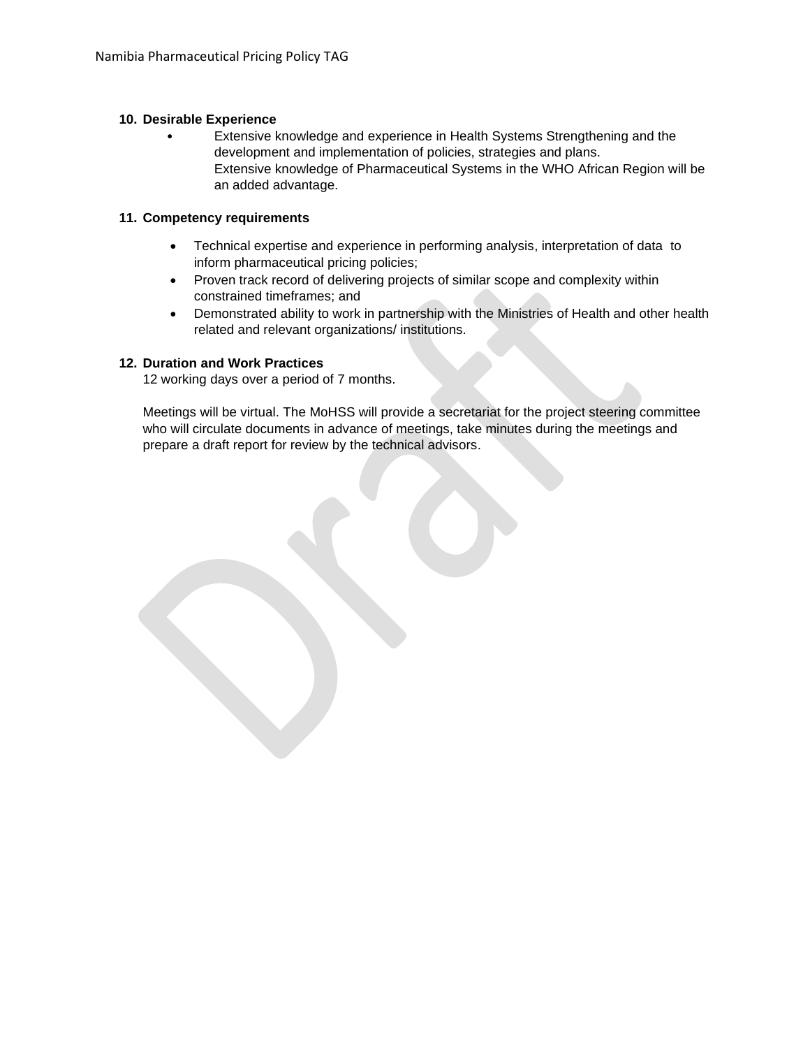## 10. Desirable Experience

- Extensive knowledge and experience in Health Systems Strengthening and the development and implementation of policies, strategies and plans.
  Extensive knowledge of Pharmaceutical Systems in the WHO African Region will be an added advantage.

## 11. Competency requirements

- Technical expertise and experience in performing analysis, interpretation of data to inform pharmaceutical pricing policies;
- Proven track record of delivering projects of similar scope and complexity within constrained timeframes; and
- Demonstrated ability to work in partnership with the Ministries of Health and other health related and relevant organizations/ institutions.

## 12. Duration and Work Practices

12 working days over a period of 7 months.

Meetings will be virtual. The MoHSS will provide a secretariat for the project steering committee who will circulate documents in advance of meetings, take minutes during the meetings and prepare a draft report for review by the technical advisors.